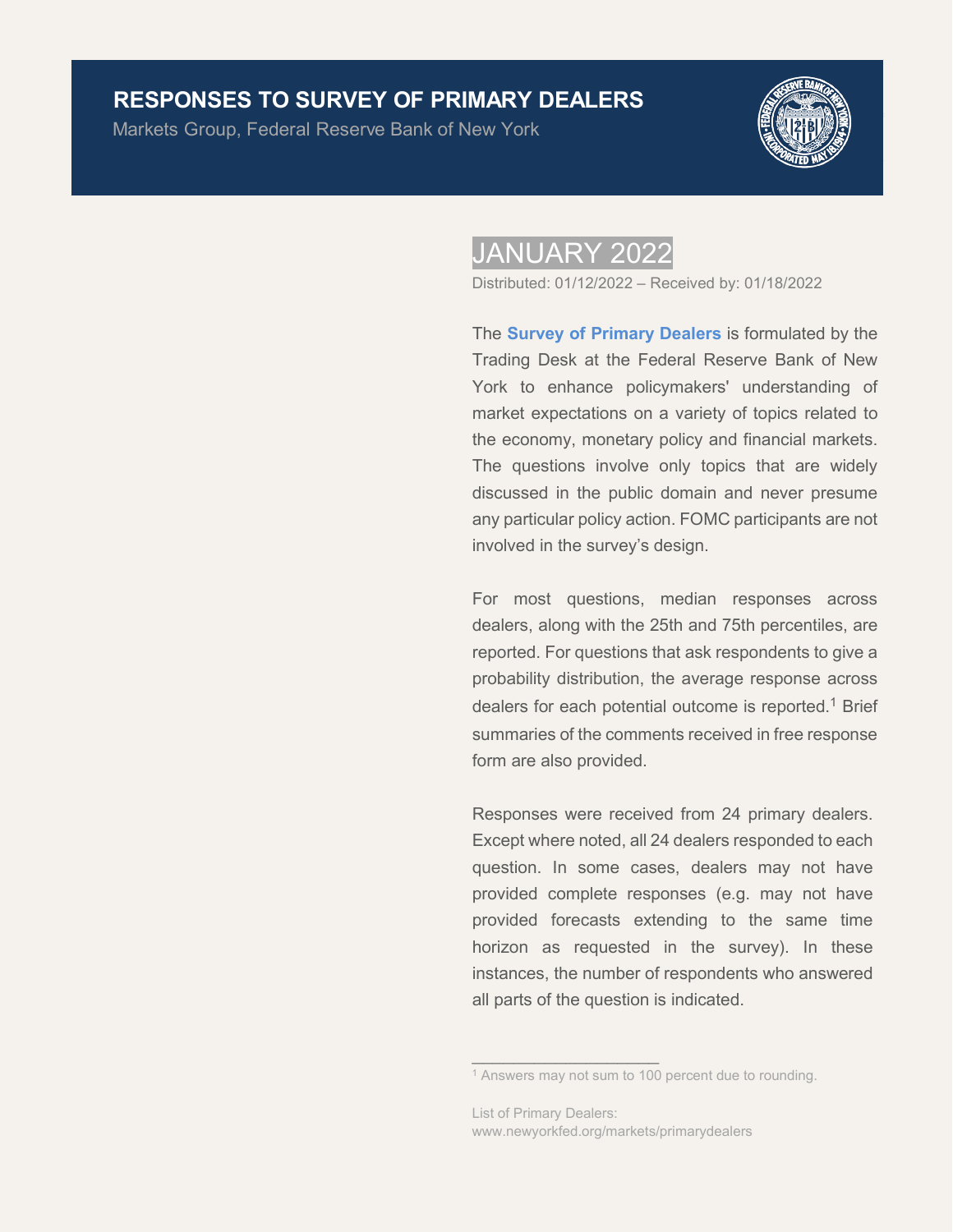# RESPONSES TO SURVEY OF PRIMARY DEALERS

Markets Group, Federal Reserve Bank of New York

## JANUARY 2022

Distributed: 01/12/2022 – Received by: 01/18/2022

The **Survey of Primary Dealers** is formulated by the Trading Desk at the Federal Reserve Bank of New York to enhance policymakers' understanding of market expectations on a variety of topics related to the economy, monetary policy and financial markets. The questions involve only topics that are widely discussed in the public domain and never presume any particular policy action. FOMC participants are not involved in the survey's design.

For most questions, median responses across dealers, along with the 25th and 75th percentiles, are reported. For questions that ask respondents to give a probability distribution, the average response across dealers for each potential outcome is reported.[1] Brief summaries of the comments received in free response form are also provided.

Responses were received from 24 primary dealers. Except where noted, all 24 dealers responded to each question. In some cases, dealers may not have provided complete responses (e.g. may not have provided forecasts extending to the same time horizon as requested in the survey). In these instances, the number of respondents who answered all parts of the question is indicated.

---

[1] Answers may not sum to 100 percent due to rounding.

List of Primary Dealers:
www.newyorkfed.org/markets/primarydealers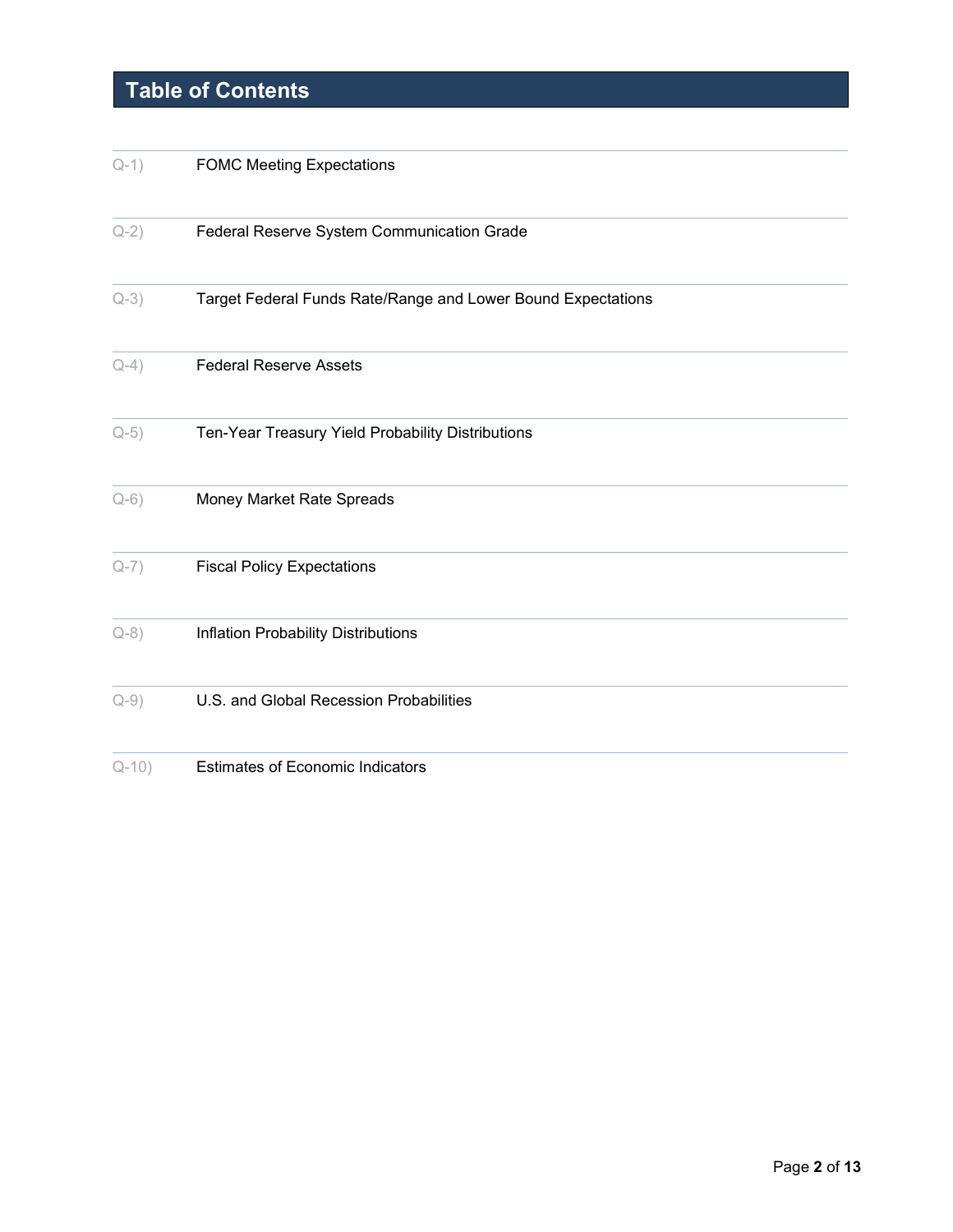## Table of Contents

| | |
|---|---|
| Q-1) | FOMC Meeting Expectations |
| Q-2) | Federal Reserve System Communication Grade |
| Q-3) | Target Federal Funds Rate/Range and Lower Bound Expectations |
| Q-4) | Federal Reserve Assets |
| Q-5) | Ten-Year Treasury Yield Probability Distributions |
| Q-6) | Money Market Rate Spreads |
| Q-7) | Fiscal Policy Expectations |
| Q-8) | Inflation Probability Distributions |
| Q-9) | U.S. and Global Recession Probabilities |
| Q-10) | Estimates of Economic Indicators |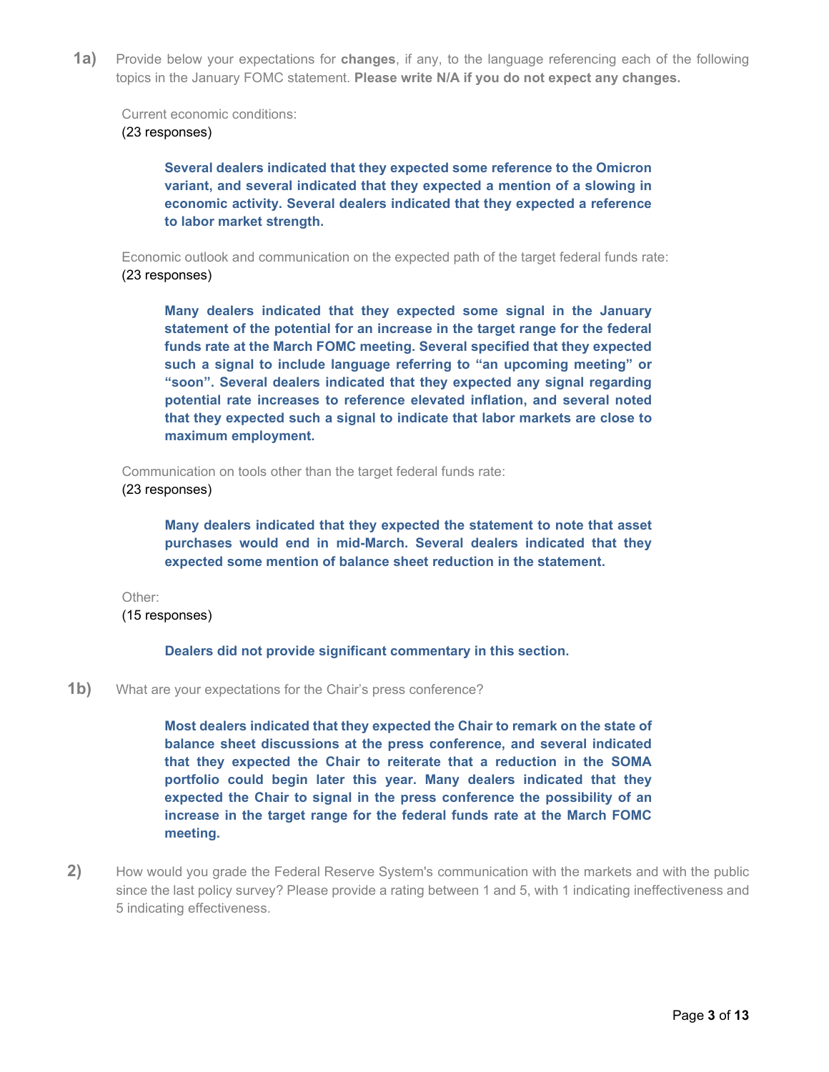**1a)** Provide below your expectations for **changes**, if any, to the language referencing each of the following topics in the January FOMC statement. **Please write N/A if you do not expect any changes.**

Current economic conditions:
(23 responses)

**Several dealers indicated that they expected some reference to the Omicron variant, and several indicated that they expected a mention of a slowing in economic activity. Several dealers indicated that they expected a reference to labor market strength.**

Economic outlook and communication on the expected path of the target federal funds rate:
(23 responses)

**Many dealers indicated that they expected some signal in the January statement of the potential for an increase in the target range for the federal funds rate at the March FOMC meeting. Several specified that they expected such a signal to include language referring to "an upcoming meeting" or "soon". Several dealers indicated that they expected any signal regarding potential rate increases to reference elevated inflation, and several noted that they expected such a signal to indicate that labor markets are close to maximum employment.**

Communication on tools other than the target federal funds rate:
(23 responses)

**Many dealers indicated that they expected the statement to note that asset purchases would end in mid-March. Several dealers indicated that they expected some mention of balance sheet reduction in the statement.**

Other:
(15 responses)

**Dealers did not provide significant commentary in this section.**

**1b)** What are your expectations for the Chair's press conference?

**Most dealers indicated that they expected the Chair to remark on the state of balance sheet discussions at the press conference, and several indicated that they expected the Chair to reiterate that a reduction in the SOMA portfolio could begin later this year. Many dealers indicated that they expected the Chair to signal in the press conference the possibility of an increase in the target range for the federal funds rate at the March FOMC meeting.**

**2)** How would you grade the Federal Reserve System's communication with the markets and with the public since the last policy survey? Please provide a rating between 1 and 5, with 1 indicating ineffectiveness and 5 indicating effectiveness.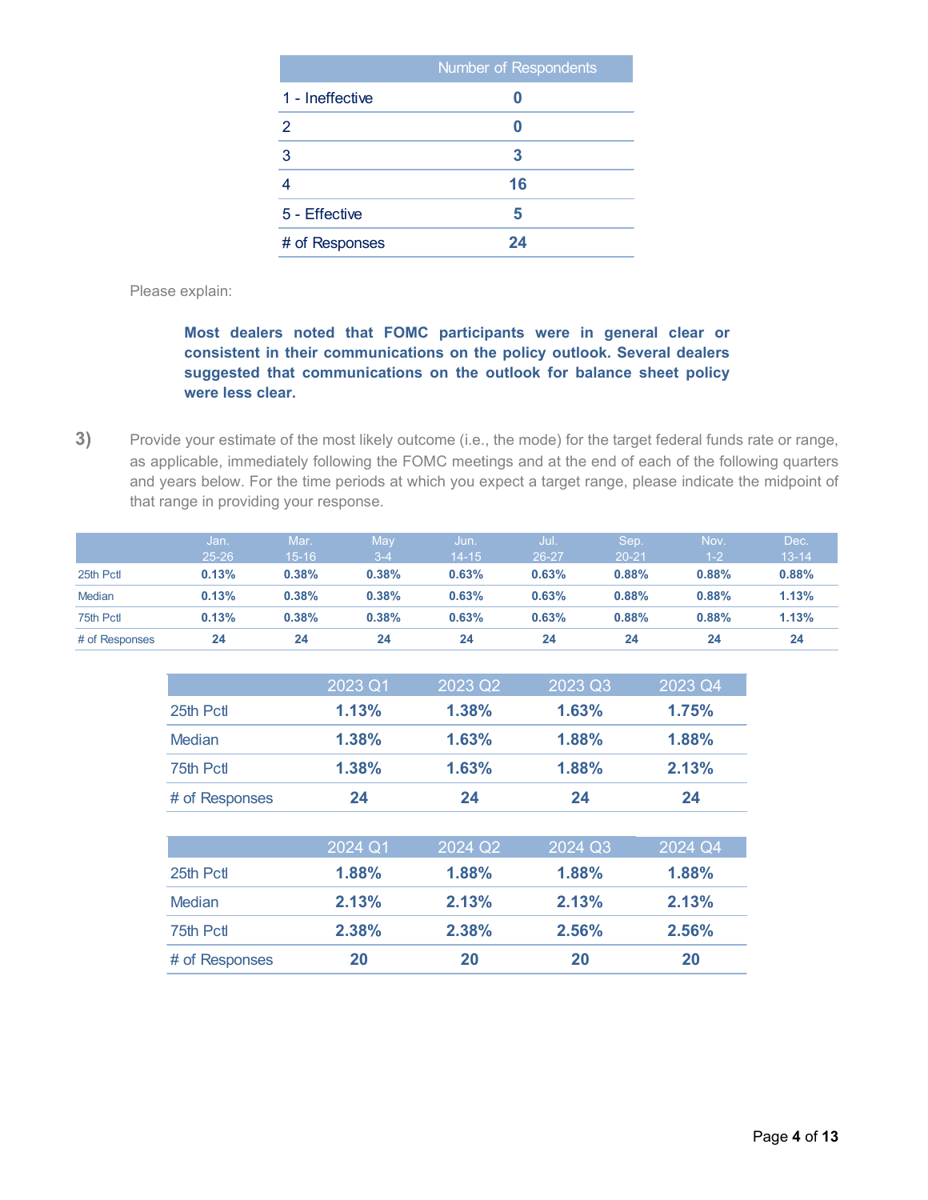| | Number of Respondents |
|---|---|
| 1 - Ineffective | 0 |
| 2 | 0 |
| 3 | 3 |
| 4 | 16 |
| 5 - Effective | 5 |
| # of Responses | 24 |

Please explain:

> **Most dealers noted that FOMC participants were in general clear or consistent in their communications on the policy outlook. Several dealers suggested that communications on the outlook for balance sheet policy were less clear.**

**3)** Provide your estimate of the most likely outcome (i.e., the mode) for the target federal funds rate or range, as applicable, immediately following the FOMC meetings and at the end of each of the following quarters and years below. For the time periods at which you expect a target range, please indicate the midpoint of that range in providing your response.

| | Jan. 25-26 | Mar. 15-16 | May 3-4 | Jun. 14-15 | Jul. 26-27 | Sep. 20-21 | Nov. 1-2 | Dec. 13-14 |
|---|---|---|---|---|---|---|---|---|
| 25th Pctl | **0.13%** | **0.38%** | **0.38%** | **0.63%** | **0.63%** | **0.88%** | **0.88%** | **0.88%** |
| Median | **0.13%** | **0.38%** | **0.38%** | **0.63%** | **0.63%** | **0.88%** | **0.88%** | **1.13%** |
| 75th Pctl | **0.13%** | **0.38%** | **0.38%** | **0.63%** | **0.63%** | **0.88%** | **0.88%** | **1.13%** |
| # of Responses | **24** | **24** | **24** | **24** | **24** | **24** | **24** | **24** |

| | 2023 Q1 | 2023 Q2 | 2023 Q3 | 2023 Q4 |
|---|---|---|---|---|
| 25th Pctl | **1.13%** | **1.38%** | **1.63%** | **1.75%** |
| Median | **1.38%** | **1.63%** | **1.88%** | **1.88%** |
| 75th Pctl | **1.38%** | **1.63%** | **1.88%** | **2.13%** |
| # of Responses | **24** | **24** | **24** | **24** |

| | 2024 Q1 | 2024 Q2 | 2024 Q3 | 2024 Q4 |
|---|---|---|---|---|
| 25th Pctl | **1.88%** | **1.88%** | **1.88%** | **1.88%** |
| Median | **2.13%** | **2.13%** | **2.13%** | **2.13%** |
| 75th Pctl | **2.38%** | **2.38%** | **2.56%** | **2.56%** |
| # of Responses | **20** | **20** | **20** | **20** |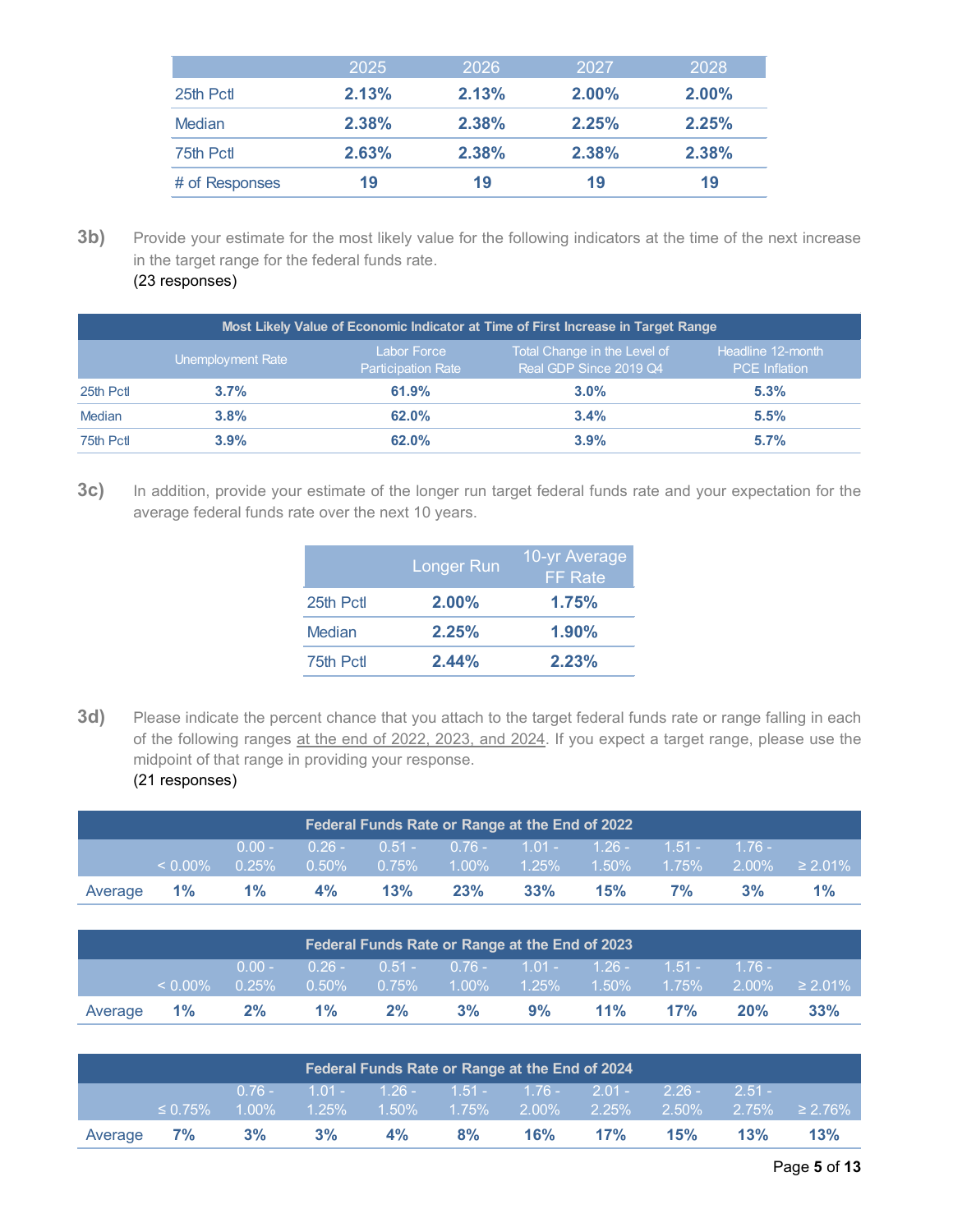| | 2025 | 2026 | 2027 | 2028 |
|---|---|---|---|---|
| 25th Pctl | **2.13%** | **2.13%** | **2.00%** | **2.00%** |
| Median | **2.38%** | **2.38%** | **2.25%** | **2.25%** |
| 75th Pctl | **2.63%** | **2.38%** | **2.38%** | **2.38%** |
| # of Responses | **19** | **19** | **19** | **19** |

**3b)** Provide your estimate for the most likely value for the following indicators at the time of the next increase in the target range for the federal funds rate.
(23 responses)

| Most Likely Value of Economic Indicator at Time of First Increase in Target Range | | | | |
|---|---|---|---|---|
| | Unemployment Rate | Labor Force Participation Rate | Total Change in the Level of Real GDP Since 2019 Q4 | Headline 12-month PCE Inflation |
| 25th Pctl | **3.7%** | **61.9%** | **3.0%** | **5.3%** |
| Median | **3.8%** | **62.0%** | **3.4%** | **5.5%** |
| 75th Pctl | **3.9%** | **62.0%** | **3.9%** | **5.7%** |

**3c)** In addition, provide your estimate of the longer run target federal funds rate and your expectation for the average federal funds rate over the next 10 years.

| | Longer Run | 10-yr Average FF Rate |
|---|---|---|
| 25th Pctl | **2.00%** | **1.75%** |
| Median | **2.25%** | **1.90%** |
| 75th Pctl | **2.44%** | **2.23%** |

**3d)** Please indicate the percent chance that you attach to the target federal funds rate or range falling in each of the following ranges at the end of 2022, 2023, and 2024. If you expect a target range, please use the midpoint of that range in providing your response.
(21 responses)

| Federal Funds Rate or Range at the End of 2022 | | | | | | | | | | |
|---|---|---|---|---|---|---|---|---|---|---|
| | < 0.00% | 0.00 - 0.25% | 0.26 - 0.50% | 0.51 - 0.75% | 0.76 - 1.00% | 1.01 - 1.25% | 1.26 - 1.50% | 1.51 - 1.75% | 1.76 - 2.00% | ≥ 2.01% |
| Average | **1%** | **1%** | **4%** | **13%** | **23%** | **33%** | **15%** | **7%** | **3%** | **1%** |

| Federal Funds Rate or Range at the End of 2023 | | | | | | | | | | |
|---|---|---|---|---|---|---|---|---|---|---|
| | < 0.00% | 0.00 - 0.25% | 0.26 - 0.50% | 0.51 - 0.75% | 0.76 - 1.00% | 1.01 - 1.25% | 1.26 - 1.50% | 1.51 - 1.75% | 1.76 - 2.00% | ≥ 2.01% |
| Average | **1%** | **2%** | **1%** | **2%** | **3%** | **9%** | **11%** | **17%** | **20%** | **33%** |

| Federal Funds Rate or Range at the End of 2024 | | | | | | | | | | |
|---|---|---|---|---|---|---|---|---|---|---|
| | ≤ 0.75% | 0.76 - 1.00% | 1.01 - 1.25% | 1.26 - 1.50% | 1.51 - 1.75% | 1.76 - 2.00% | 2.01 - 2.25% | 2.26 - 2.50% | 2.51 - 2.75% | ≥ 2.76% |
| Average | **7%** | **3%** | **3%** | **4%** | **8%** | **16%** | **17%** | **15%** | **13%** | **13%** |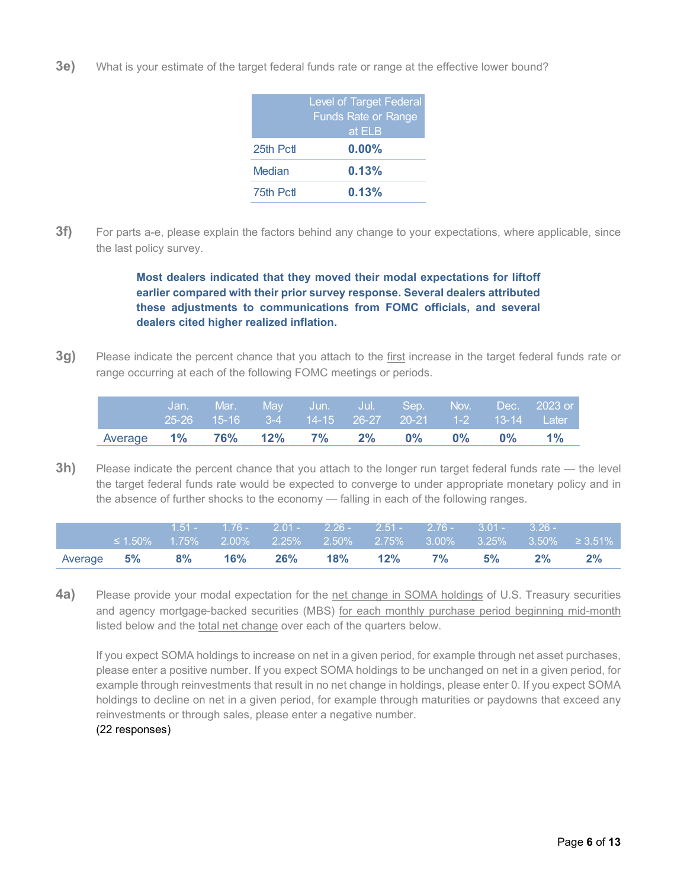**3e)** What is your estimate of the target federal funds rate or range at the effective lower bound?

| | Level of Target Federal Funds Rate or Range at ELB |
|---|---|
| 25th Pctl | **0.00%** |
| Median | **0.13%** |
| 75th Pctl | **0.13%** |

**3f)** For parts a-e, please explain the factors behind any change to your expectations, where applicable, since the last policy survey.

> **Most dealers indicated that they moved their modal expectations for liftoff earlier compared with their prior survey response. Several dealers attributed these adjustments to communications from FOMC officials, and several dealers cited higher realized inflation.**

**3g)** Please indicate the percent chance that you attach to the first increase in the target federal funds rate or range occurring at each of the following FOMC meetings or periods.

| | Jan. 25-26 | Mar. 15-16 | May 3-4 | Jun. 14-15 | Jul. 26-27 | Sep. 20-21 | Nov. 1-2 | Dec. 13-14 | 2023 or Later |
|---|---|---|---|---|---|---|---|---|---|
| Average | **1%** | **76%** | **12%** | **7%** | **2%** | **0%** | **0%** | **0%** | **1%** |

**3h)** Please indicate the percent chance that you attach to the longer run target federal funds rate — the level the target federal funds rate would be expected to converge to under appropriate monetary policy and in the absence of further shocks to the economy — falling in each of the following ranges.

| | ≤ 1.50% | 1.51 - 1.75% | 1.76 - 2.00% | 2.01 - 2.25% | 2.26 - 2.50% | 2.51 - 2.75% | 2.76 - 3.00% | 3.01 - 3.25% | 3.26 - 3.50% | ≥ 3.51% |
|---|---|---|---|---|---|---|---|---|---|---|
| Average | **5%** | **8%** | **16%** | **26%** | **18%** | **12%** | **7%** | **5%** | **2%** | **2%** |

**4a)** Please provide your modal expectation for the net change in SOMA holdings of U.S. Treasury securities and agency mortgage-backed securities (MBS) for each monthly purchase period beginning mid-month listed below and the total net change over each of the quarters below.

If you expect SOMA holdings to increase on net in a given period, for example through net asset purchases, please enter a positive number. If you expect SOMA holdings to be unchanged on net in a given period, for example through reinvestments that result in no net change in holdings, please enter 0. If you expect SOMA holdings to decline on net in a given period, for example through maturities or paydowns that exceed any reinvestments or through sales, please enter a negative number.
(22 responses)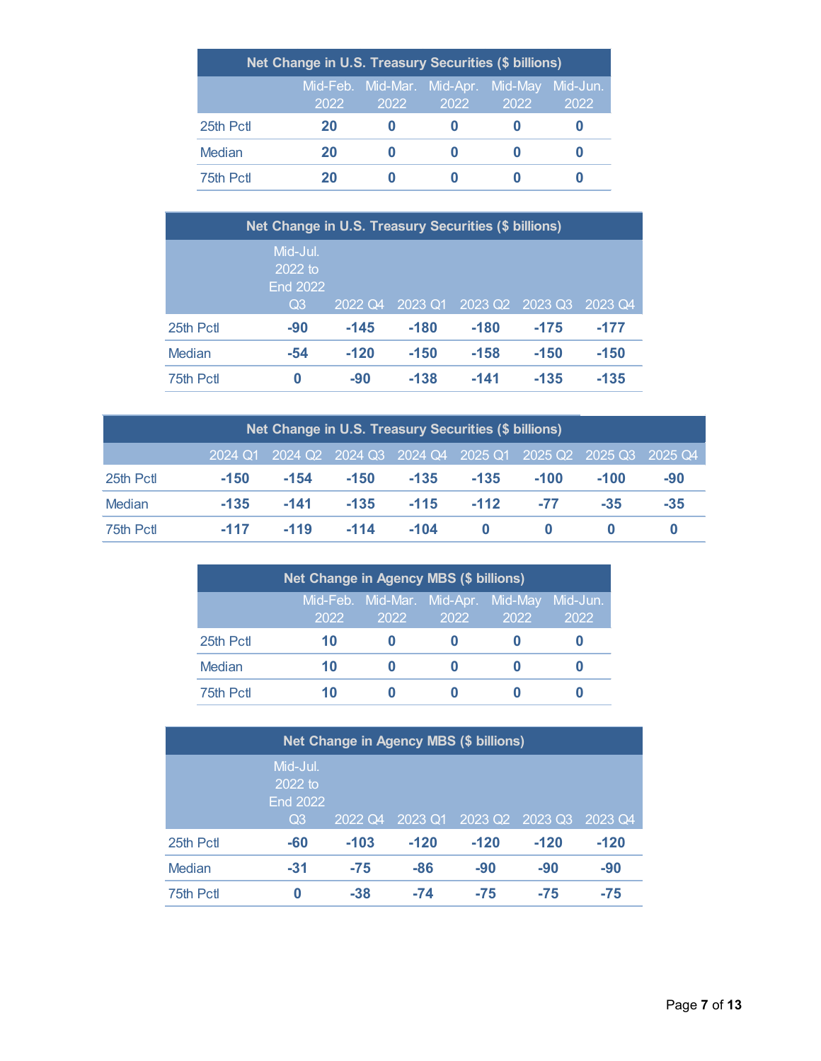| Net Change in U.S. Treasury Securities ($ billions) | | | | | |
|---|---|---|---|---|---|
| | Mid-Feb. 2022 | Mid-Mar. 2022 | Mid-Apr. 2022 | Mid-May 2022 | Mid-Jun. 2022 |
| 25th Pctl | **20** | **0** | **0** | **0** | **0** |
| Median | **20** | **0** | **0** | **0** | **0** |
| 75th Pctl | **20** | **0** | **0** | **0** | **0** |

| Net Change in U.S. Treasury Securities ($ billions) | | | | | | |
|---|---|---|---|---|---|---|
| | Mid-Jul. 2022 to End 2022 Q3 | 2022 Q4 | 2023 Q1 | 2023 Q2 | 2023 Q3 | 2023 Q4 |
| 25th Pctl | **-90** | **-145** | **-180** | **-180** | **-175** | **-177** |
| Median | **-54** | **-120** | **-150** | **-158** | **-150** | **-150** |
| 75th Pctl | **0** | **-90** | **-138** | **-141** | **-135** | **-135** |

| Net Change in U.S. Treasury Securities ($ billions) | | | | | | | | |
|---|---|---|---|---|---|---|---|---|
| | 2024 Q1 | 2024 Q2 | 2024 Q3 | 2024 Q4 | 2025 Q1 | 2025 Q2 | 2025 Q3 | 2025 Q4 |
| 25th Pctl | **-150** | **-154** | **-150** | **-135** | **-135** | **-100** | **-100** | **-90** |
| Median | **-135** | **-141** | **-135** | **-115** | **-112** | **-77** | **-35** | **-35** |
| 75th Pctl | **-117** | **-119** | **-114** | **-104** | **0** | **0** | **0** | **0** |

| Net Change in Agency MBS ($ billions) | | | | | |
|---|---|---|---|---|---|
| | Mid-Feb. 2022 | Mid-Mar. 2022 | Mid-Apr. 2022 | Mid-May 2022 | Mid-Jun. 2022 |
| 25th Pctl | **10** | **0** | **0** | **0** | **0** |
| Median | **10** | **0** | **0** | **0** | **0** |
| 75th Pctl | **10** | **0** | **0** | **0** | **0** |

| Net Change in Agency MBS ($ billions) | | | | | | |
|---|---|---|---|---|---|---|
| | Mid-Jul. 2022 to End 2022 Q3 | 2022 Q4 | 2023 Q1 | 2023 Q2 | 2023 Q3 | 2023 Q4 |
| 25th Pctl | **-60** | **-103** | **-120** | **-120** | **-120** | **-120** |
| Median | **-31** | **-75** | **-86** | **-90** | **-90** | **-90** |
| 75th Pctl | **0** | **-38** | **-74** | **-75** | **-75** | **-75** |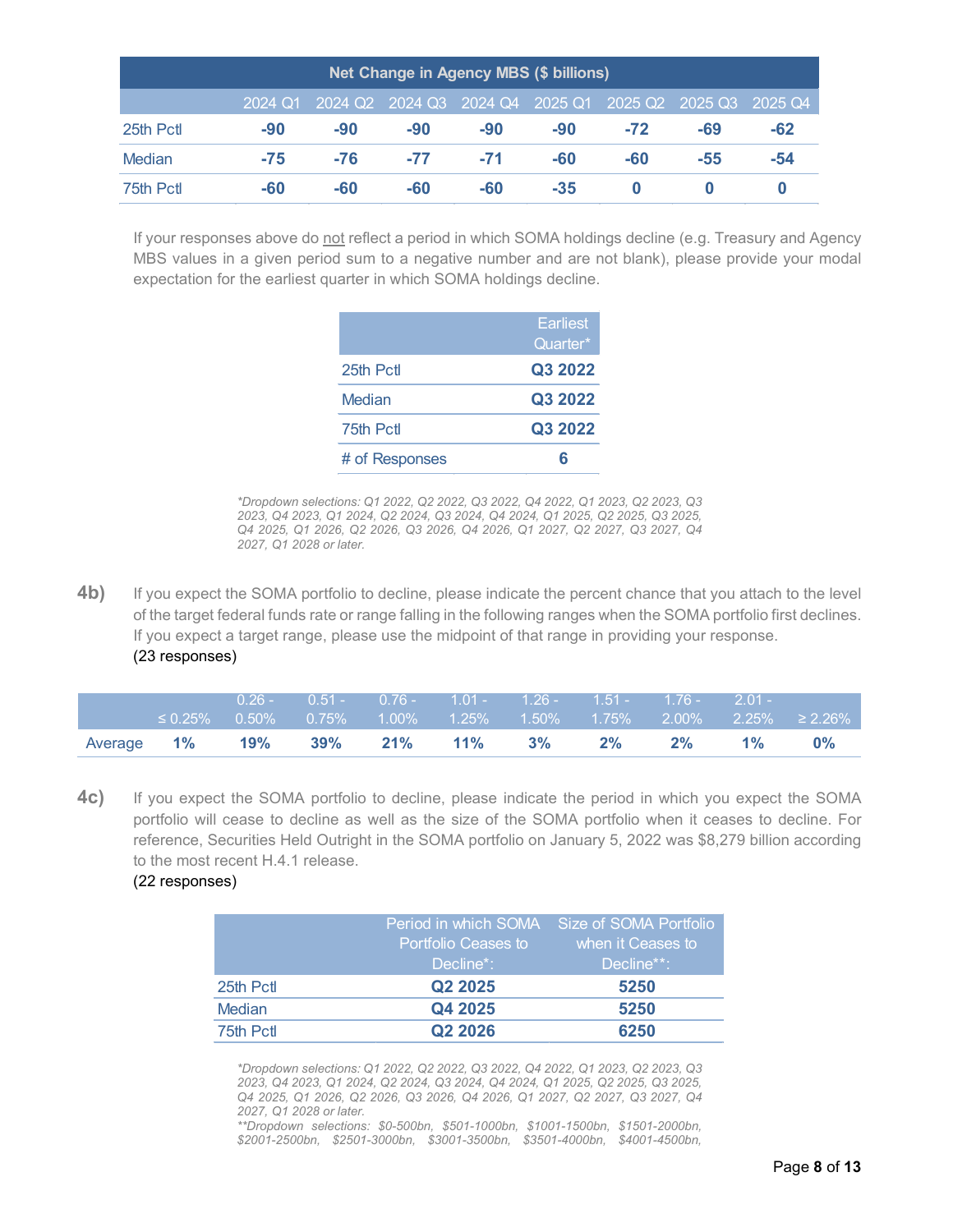| Net Change in Agency MBS ($ billions) | | | | | | | | |
|---|---|---|---|---|---|---|---|---|
| | 2024 Q1 | 2024 Q2 | 2024 Q3 | 2024 Q4 | 2025 Q1 | 2025 Q2 | 2025 Q3 | 2025 Q4 |
| 25th Pctl | **-90** | **-90** | **-90** | **-90** | **-90** | **-72** | **-69** | **-62** |
| Median | **-75** | **-76** | **-77** | **-71** | **-60** | **-60** | **-55** | **-54** |
| 75th Pctl | **-60** | **-60** | **-60** | **-60** | **-35** | **0** | **0** | **0** |

If your responses above do not reflect a period in which SOMA holdings decline (e.g. Treasury and Agency MBS values in a given period sum to a negative number and are not blank), please provide your modal expectation for the earliest quarter in which SOMA holdings decline.

| | Earliest Quarter* |
|---|---|
| 25th Pctl | **Q3 2022** |
| Median | **Q3 2022** |
| 75th Pctl | **Q3 2022** |
| # of Responses | **6** |

*\*Dropdown selections: Q1 2022, Q2 2022, Q3 2022, Q4 2022, Q1 2023, Q2 2023, Q3 2023, Q4 2023, Q1 2024, Q2 2024, Q3 2024, Q4 2024, Q1 2025, Q2 2025, Q3 2025, Q4 2025, Q1 2026, Q2 2026, Q3 2026, Q4 2026, Q1 2027, Q2 2027, Q3 2027, Q4 2027, Q1 2028 or later.*

**4b)** If you expect the SOMA portfolio to decline, please indicate the percent chance that you attach to the level of the target federal funds rate or range falling in the following ranges when the SOMA portfolio first declines. If you expect a target range, please use the midpoint of that range in providing your response.
(23 responses)

| | ≤ 0.25% | 0.26 - 0.50% | 0.51 - 0.75% | 0.76 - 1.00% | 1.01 - 1.25% | 1.26 - 1.50% | 1.51 - 1.75% | 1.76 - 2.00% | 2.01 - 2.25% | ≥ 2.26% |
|---|---|---|---|---|---|---|---|---|---|---|
| Average | **1%** | **19%** | **39%** | **21%** | **11%** | **3%** | **2%** | **2%** | **1%** | **0%** |

**4c)** If you expect the SOMA portfolio to decline, please indicate the period in which you expect the SOMA portfolio will cease to decline as well as the size of the SOMA portfolio when it ceases to decline. For reference, Securities Held Outright in the SOMA portfolio on January 5, 2022 was $8,279 billion according to the most recent H.4.1 release.
(22 responses)

| | Period in which SOMA Portfolio Ceases to Decline*: | Size of SOMA Portfolio when it Ceases to Decline**: |
|---|---|---|
| 25th Pctl | **Q2 2025** | **5250** |
| Median | **Q4 2025** | **5250** |
| 75th Pctl | **Q2 2026** | **6250** |

*\*Dropdown selections: Q1 2022, Q2 2022, Q3 2022, Q4 2022, Q1 2023, Q2 2023, Q3 2023, Q4 2023, Q1 2024, Q2 2024, Q3 2024, Q4 2024, Q1 2025, Q2 2025, Q3 2025, Q4 2025, Q1 2026, Q2 2026, Q3 2026, Q4 2026, Q1 2027, Q2 2027, Q3 2027, Q4 2027, Q1 2028 or later.*
*\*\*Dropdown selections: $0-500bn, $501-1000bn, $1001-1500bn, $1501-2000bn, $2001-2500bn, $2501-3000bn, $3001-3500bn, $3501-4000bn, $4001-4500bn,*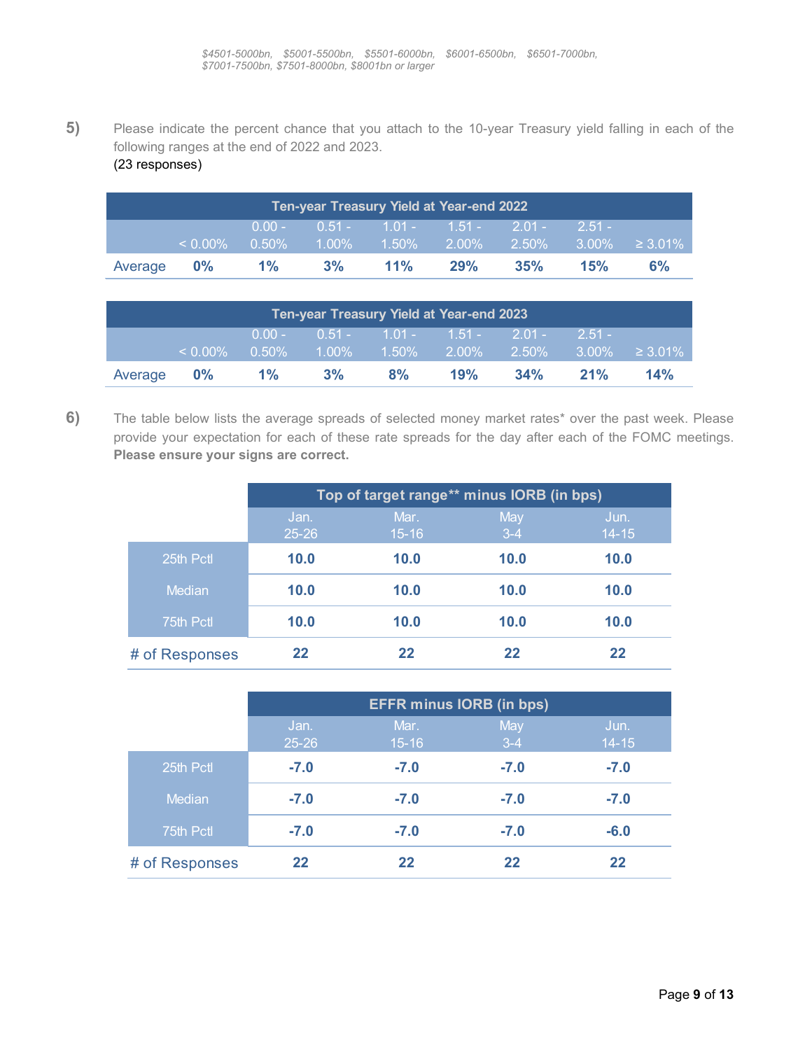*$4501-5000bn, $5001-5500bn, $5501-6000bn, $6001-6500bn, $6501-7000bn, $7001-7500bn, $7501-8000bn, $8001bn or larger*

**5)** Please indicate the percent chance that you attach to the 10-year Treasury yield falling in each of the following ranges at the end of 2022 and 2023.
(23 responses)

| Ten-year Treasury Yield at Year-end 2022 | | | | | | | | |
|---|---|---|---|---|---|---|---|---|
| | < 0.00% | 0.00 - 0.50% | 0.51 - 1.00% | 1.01 - 1.50% | 1.51 - 2.00% | 2.01 - 2.50% | 2.51 - 3.00% | ≥ 3.01% |
| Average | **0%** | **1%** | **3%** | **11%** | **29%** | **35%** | **15%** | **6%** |

| Ten-year Treasury Yield at Year-end 2023 | | | | | | | | |
|---|---|---|---|---|---|---|---|---|
| | < 0.00% | 0.00 - 0.50% | 0.51 - 1.00% | 1.01 - 1.50% | 1.51 - 2.00% | 2.01 - 2.50% | 2.51 - 3.00% | ≥ 3.01% |
| Average | **0%** | **1%** | **3%** | **8%** | **19%** | **34%** | **21%** | **14%** |

**6)** The table below lists the average spreads of selected money market rates* over the past week. Please provide your expectation for each of these rate spreads for the day after each of the FOMC meetings. **Please ensure your signs are correct.**

| | Top of target range** minus IORB (in bps) | | | |
|---|---|---|---|---|
| | Jan. 25-26 | Mar. 15-16 | May 3-4 | Jun. 14-15 |
| 25th Pctl | **10.0** | **10.0** | **10.0** | **10.0** |
| Median | **10.0** | **10.0** | **10.0** | **10.0** |
| 75th Pctl | **10.0** | **10.0** | **10.0** | **10.0** |
| # of Responses | **22** | **22** | **22** | **22** |

| | EFFR minus IORB (in bps) | | | |
|---|---|---|---|---|
| | Jan. 25-26 | Mar. 15-16 | May 3-4 | Jun. 14-15 |
| 25th Pctl | **-7.0** | **-7.0** | **-7.0** | **-7.0** |
| Median | **-7.0** | **-7.0** | **-7.0** | **-7.0** |
| 75th Pctl | **-7.0** | **-7.0** | **-7.0** | **-6.0** |
| # of Responses | **22** | **22** | **22** | **22** |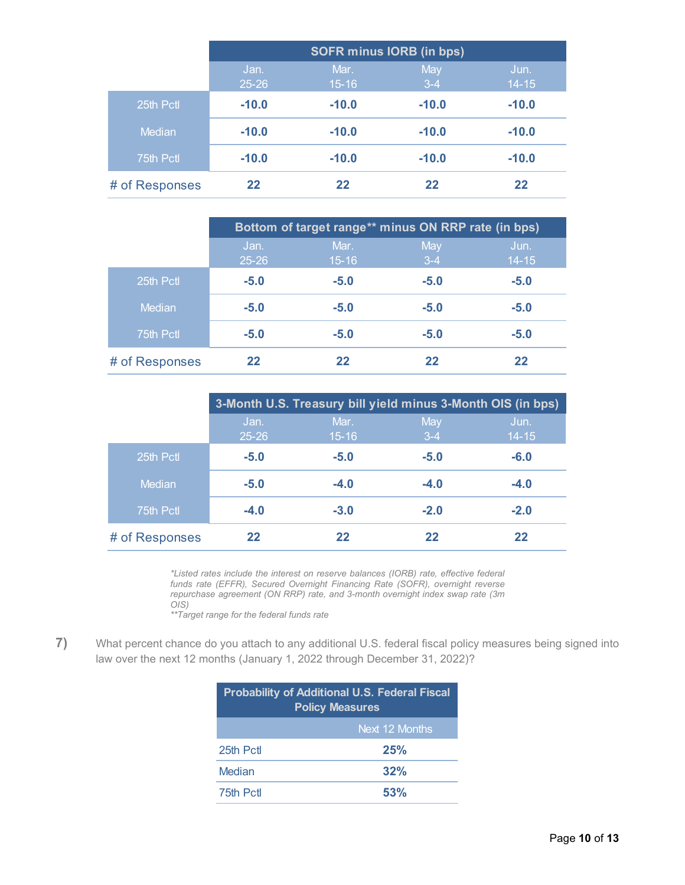| | SOFR minus IORB (in bps) | | | |
|---|---|---|---|---|
| | Jan. 25-26 | Mar. 15-16 | May 3-4 | Jun. 14-15 |
| 25th Pctl | **-10.0** | **-10.0** | **-10.0** | **-10.0** |
| Median | **-10.0** | **-10.0** | **-10.0** | **-10.0** |
| 75th Pctl | **-10.0** | **-10.0** | **-10.0** | **-10.0** |
| # of Responses | **22** | **22** | **22** | **22** |

| | Bottom of target range** minus ON RRP rate (in bps) | | | |
|---|---|---|---|---|
| | Jan. 25-26 | Mar. 15-16 | May 3-4 | Jun. 14-15 |
| 25th Pctl | **-5.0** | **-5.0** | **-5.0** | **-5.0** |
| Median | **-5.0** | **-5.0** | **-5.0** | **-5.0** |
| 75th Pctl | **-5.0** | **-5.0** | **-5.0** | **-5.0** |
| # of Responses | **22** | **22** | **22** | **22** |

| | 3-Month U.S. Treasury bill yield minus 3-Month OIS (in bps) | | | |
|---|---|---|---|---|
| | Jan. 25-26 | Mar. 15-16 | May 3-4 | Jun. 14-15 |
| 25th Pctl | **-5.0** | **-5.0** | **-5.0** | **-6.0** |
| Median | **-5.0** | **-4.0** | **-4.0** | **-4.0** |
| 75th Pctl | **-4.0** | **-3.0** | **-2.0** | **-2.0** |
| # of Responses | **22** | **22** | **22** | **22** |

*Listed rates include the interest on reserve balances (IORB) rate, effective federal funds rate (EFFR), Secured Overnight Financing Rate (SOFR), overnight reverse repurchase agreement (ON RRP) rate, and 3-month overnight index swap rate (3m OIS)*

***Target range for the federal funds rate*

**7)** What percent chance do you attach to any additional U.S. federal fiscal policy measures being signed into law over the next 12 months (January 1, 2022 through December 31, 2022)?

| Probability of Additional U.S. Federal Fiscal Policy Measures | |
|---|---|
| | Next 12 Months |
| 25th Pctl | **25%** |
| Median | **32%** |
| 75th Pctl | **53%** |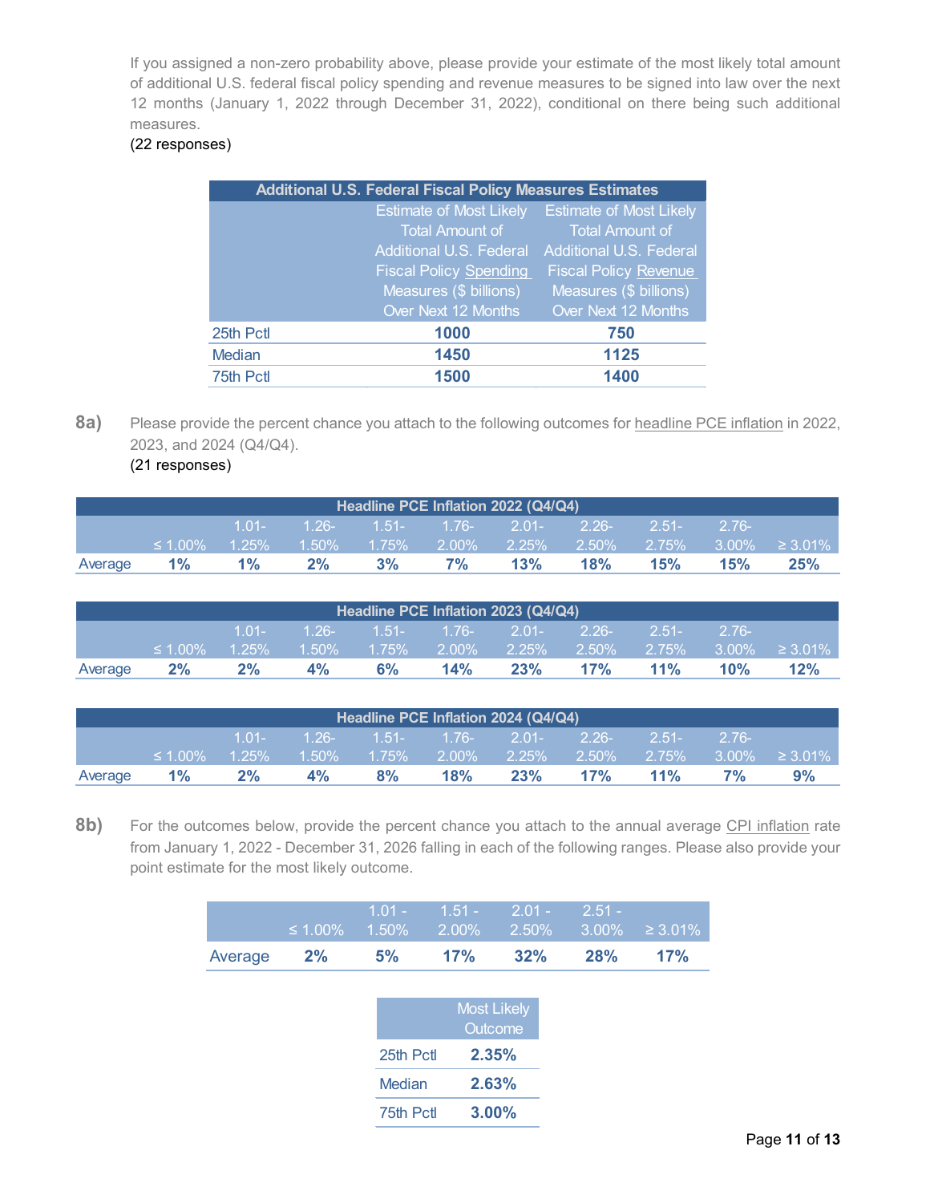If you assigned a non-zero probability above, please provide your estimate of the most likely total amount of additional U.S. federal fiscal policy spending and revenue measures to be signed into law over the next 12 months (January 1, 2022 through December 31, 2022), conditional on there being such additional measures.

(22 responses)

| Additional U.S. Federal Fiscal Policy Measures Estimates | | |
|---|---|---|
| | Estimate of Most Likely Total Amount of Additional U.S. Federal Fiscal Policy Spending Measures ($ billions) Over Next 12 Months | Estimate of Most Likely Total Amount of Additional U.S. Federal Fiscal Policy Revenue Measures ($ billions) Over Next 12 Months |
| 25th Pctl | **1000** | **750** |
| Median | **1450** | **1125** |
| 75th Pctl | **1500** | **1400** |

**8a)** Please provide the percent chance you attach to the following outcomes for headline PCE inflation in 2022, 2023, and 2024 (Q4/Q4).

(21 responses)

| Headline PCE Inflation 2022 (Q4/Q4) | | | | | | | | | | |
|---|---|---|---|---|---|---|---|---|---|---|
| | ≤ 1.00% | 1.01-1.25% | 1.26-1.50% | 1.51-1.75% | 1.76-2.00% | 2.01-2.25% | 2.26-2.50% | 2.51-2.75% | 2.76-3.00% | ≥ 3.01% |
| Average | **1%** | **1%** | **2%** | **3%** | **7%** | **13%** | **18%** | **15%** | **15%** | **25%** |

| Headline PCE Inflation 2023 (Q4/Q4) | | | | | | | | | | |
|---|---|---|---|---|---|---|---|---|---|---|
| | ≤ 1.00% | 1.01-1.25% | 1.26-1.50% | 1.51-1.75% | 1.76-2.00% | 2.01-2.25% | 2.26-2.50% | 2.51-2.75% | 2.76-3.00% | ≥ 3.01% |
| Average | **2%** | **2%** | **4%** | **6%** | **14%** | **23%** | **17%** | **11%** | **10%** | **12%** |

| Headline PCE Inflation 2024 (Q4/Q4) | | | | | | | | | | |
|---|---|---|---|---|---|---|---|---|---|---|
| | ≤ 1.00% | 1.01-1.25% | 1.26-1.50% | 1.51-1.75% | 1.76-2.00% | 2.01-2.25% | 2.26-2.50% | 2.51-2.75% | 2.76-3.00% | ≥ 3.01% |
| Average | **1%** | **2%** | **4%** | **8%** | **18%** | **23%** | **17%** | **11%** | **7%** | **9%** |

**8b)** For the outcomes below, provide the percent chance you attach to the annual average CPI inflation rate from January 1, 2022 - December 31, 2026 falling in each of the following ranges. Please also provide your point estimate for the most likely outcome.

| | ≤ 1.00% | 1.01 - 1.50% | 1.51 - 2.00% | 2.01 - 2.50% | 2.51 - 3.00% | ≥ 3.01% |
|---|---|---|---|---|---|---|
| Average | **2%** | **5%** | **17%** | **32%** | **28%** | **17%** |

| | Most Likely Outcome |
|---|---|
| 25th Pctl | **2.35%** |
| Median | **2.63%** |
| 75th Pctl | **3.00%** |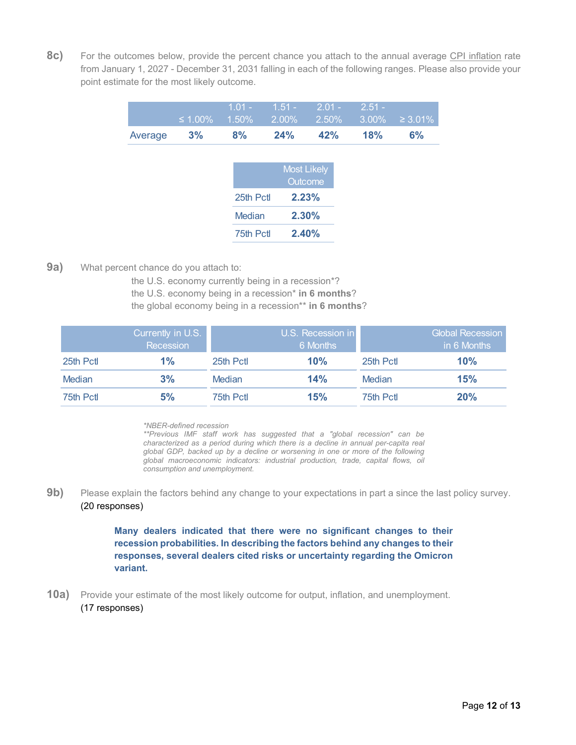**8c)** For the outcomes below, provide the percent chance you attach to the annual average CPI inflation rate from January 1, 2027 - December 31, 2031 falling in each of the following ranges. Please also provide your point estimate for the most likely outcome.

| | ≤ 1.00% | 1.01 - 1.50% | 1.51 - 2.00% | 2.01 - 2.50% | 2.51 - 3.00% | ≥ 3.01% |
|---|---|---|---|---|---|---|
| Average | **3%** | **8%** | **24%** | **42%** | **18%** | **6%** |

| | Most Likely Outcome |
|---|---|
| 25th Pctl | **2.23%** |
| Median | **2.30%** |
| 75th Pctl | **2.40%** |

**9a)** What percent chance do you attach to:

the U.S. economy currently being in a recession*?
the U.S. economy being in a recession* **in 6 months**?
the global economy being in a recession** **in 6 months**?

| | Currently in U.S. Recession |
|---|---|
| 25th Pctl | **1%** |
| Median | **3%** |
| 75th Pctl | **5%** |

| | U.S. Recession in 6 Months |
|---|---|
| 25th Pctl | **10%** |
| Median | **14%** |
| 75th Pctl | **15%** |

| | Global Recession in 6 Months |
|---|---|
| 25th Pctl | **10%** |
| Median | **15%** |
| 75th Pctl | **20%** |

*\*NBER-defined recession*
*\*\*Previous IMF staff work has suggested that a "global recession" can be characterized as a period during which there is a decline in annual per-capita real global GDP, backed up by a decline or worsening in one or more of the following global macroeconomic indicators: industrial production, trade, capital flows, oil consumption and unemployment.*

**9b)** Please explain the factors behind any change to your expectations in part a since the last policy survey.
(20 responses)

**Many dealers indicated that there were no significant changes to their recession probabilities. In describing the factors behind any changes to their responses, several dealers cited risks or uncertainty regarding the Omicron variant.**

**10a)** Provide your estimate of the most likely outcome for output, inflation, and unemployment.
(17 responses)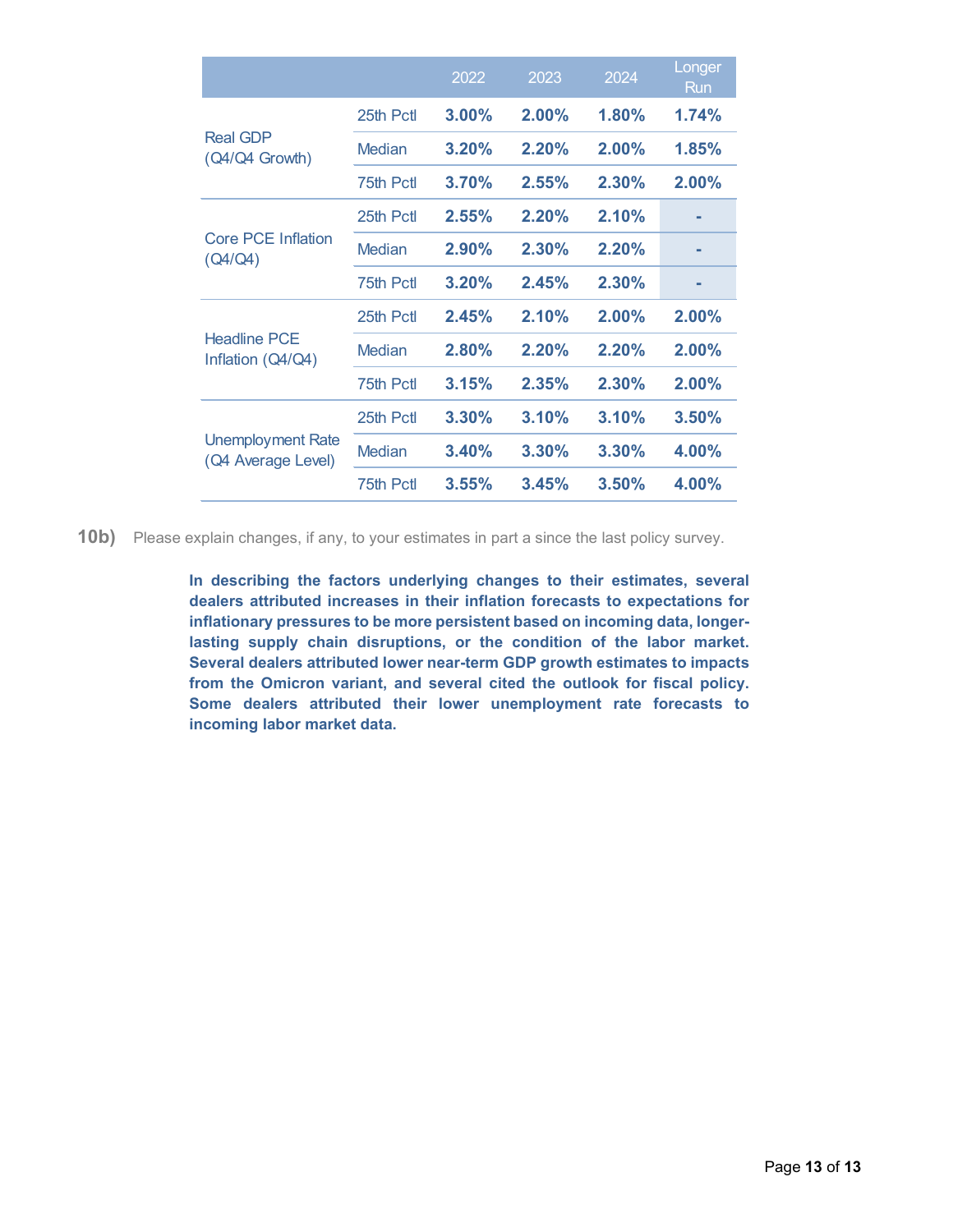| | | 2022 | 2023 | 2024 | Longer Run |
|---|---|---|---|---|---|
| Real GDP (Q4/Q4 Growth) | 25th Pctl | **3.00%** | **2.00%** | **1.80%** | **1.74%** |
| | Median | **3.20%** | **2.20%** | **2.00%** | **1.85%** |
| | 75th Pctl | **3.70%** | **2.55%** | **2.30%** | **2.00%** |
| Core PCE Inflation (Q4/Q4) | 25th Pctl | **2.55%** | **2.20%** | **2.10%** | **-** |
| | Median | **2.90%** | **2.30%** | **2.20%** | **-** |
| | 75th Pctl | **3.20%** | **2.45%** | **2.30%** | **-** |
| Headline PCE Inflation (Q4/Q4) | 25th Pctl | **2.45%** | **2.10%** | **2.00%** | **2.00%** |
| | Median | **2.80%** | **2.20%** | **2.20%** | **2.00%** |
| | 75th Pctl | **3.15%** | **2.35%** | **2.30%** | **2.00%** |
| Unemployment Rate (Q4 Average Level) | 25th Pctl | **3.30%** | **3.10%** | **3.10%** | **3.50%** |
| | Median | **3.40%** | **3.30%** | **3.30%** | **4.00%** |
| | 75th Pctl | **3.55%** | **3.45%** | **3.50%** | **4.00%** |

**10b)** Please explain changes, if any, to your estimates in part a since the last policy survey.

**In describing the factors underlying changes to their estimates, several dealers attributed increases in their inflation forecasts to expectations for inflationary pressures to be more persistent based on incoming data, longer-lasting supply chain disruptions, or the condition of the labor market. Several dealers attributed lower near-term GDP growth estimates to impacts from the Omicron variant, and several cited the outlook for fiscal policy. Some dealers attributed their lower unemployment rate forecasts to incoming labor market data.**